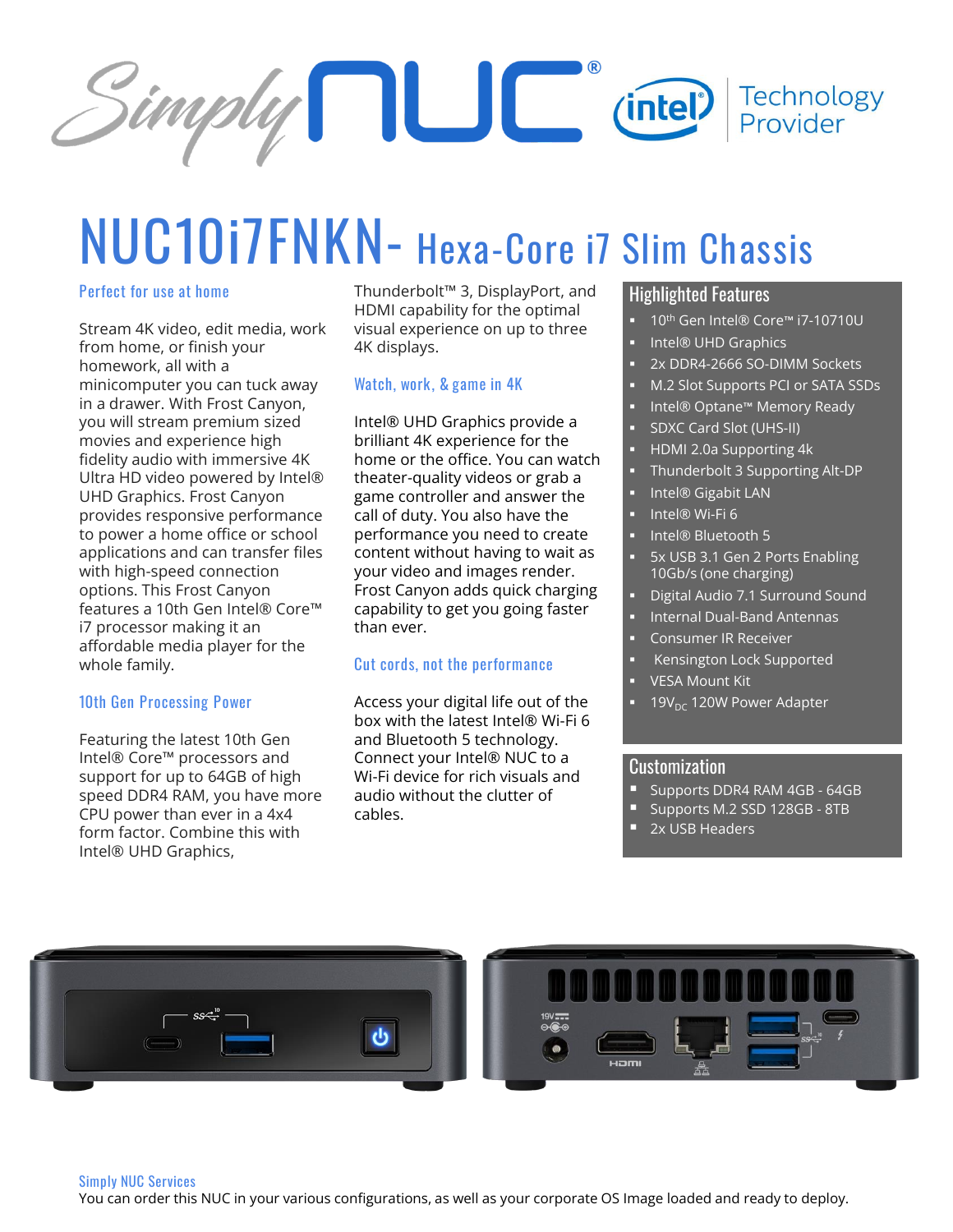# NUC10i7FNKN- Hexa-Core i7 Slim Chassis

### Perfect for use at home

Stream 4K video, edit media, work from home, or finish your homework, all with a minicomputer you can tuck away in a drawer. With Frost Canyon, you will stream premium sized movies and experience high fidelity audio with immersive 4K Ultra HD video powered by Intel® UHD Graphics. Frost Canyon provides responsive performance to power a home office or school applications and can transfer files with high-speed connection options. This Frost Canyon features a 10th Gen Intel® Core™ i7 processor making it an affordable media player for the whole family.

### 10th Gen Processing Power

Featuring the latest 10th Gen Intel® Core™ processors and support for up to 64GB of high speed DDR4 RAM, you have more CPU power than ever in a 4x4 form factor. Combine this with Intel® UHD Graphics, Thunderbolt™ 3, DisplayPort, and HDMI capability for the optimal visual experience on up to three 4K displays.

### Watch, work, & game in 4K

Intel® UHD Graphics provide a brilliant 4K experience for the home or the office. You can watch theater-quality videos or grab a game controller and answer the call of duty. You also have the performance you need to create content without having to wait as your video and images render. Frost Canyon adds quick charging capability to get you going faster than ever.

### Cut cords, not the performance

Access your digital life out of the box with the latest Intel® Wi-Fi 6 and Bluetooth 5 technology. Connect your Intel® NUC to a Wi-Fi device for rich visuals and audio without the clutter of cables.

## Highlighted Features

- 10th Gen Intel® Core™ i7-10710U
- Intel® UHD Graphics
- 2x DDR4-2666 SO-DIMM Sockets
- M.2 Slot Supports PCI or SATA SSDs
- Intel® Optane™ Memory Ready
- SDXC Card Slot (UHS-II)
- HDMI 2.0a Supporting 4k
- Thunderbolt 3 Supporting Alt-DP
- Intel® Gigabit LAN
- Intel® Wi-Fi 6
- Intel® Bluetooth 5
- 5x USB 3.1 Gen 2 Ports Enabling 10Gb/s (one charging)
- Digital Audio 7.1 Surround Sound
- Internal Dual-Band Antennas
- Consumer IR Receiver
- Kensington Lock Supported
- VESA Mount Kit
- $19V_{DC}$ 120W Power Adapter

## Customization

- Supports DDR4 RAM 4GB - 64GB
- Supports M.2 SSD 128GB - 8TB
- 2x USB Headers

### Simply NUC Services

You can order this NUC in your various configurations, as well as your corporate OS Image loaded and ready to deploy.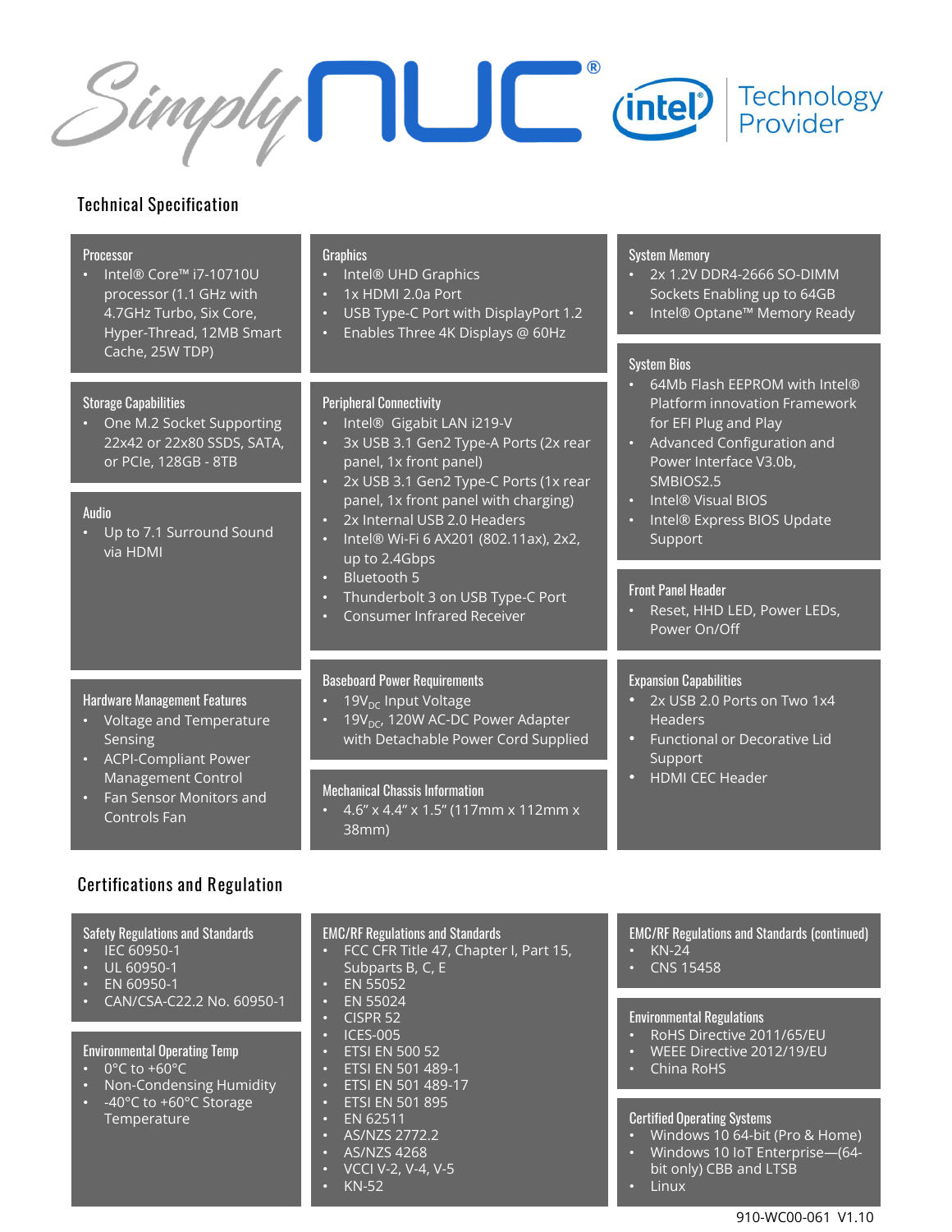# Technical Specification

### Processor
- Intel® Core™ i7-10710U processor (1.1 GHz with 4.7GHz Turbo, Six Core, Hyper-Thread, 12MB Smart Cache, 25W TDP)

### Graphics
- Intel® UHD Graphics
- 1x HDMI 2.0a Port
- USB Type-C Port with DisplayPort 1.2
- Enables Three 4K Displays @ 60Hz

### System Memory
- 2x 1.2V DDR4-2666 SO-DIMM Sockets Enabling up to 64GB
- Intel® Optane™ Memory Ready

### System Bios
- 64Mb Flash EEPROM with Intel® Platform innovation Framework for EFI Plug and Play
- Advanced Configuration and Power Interface V3.0b, SMBIOS2.5
- Intel® Visual BIOS
- Intel® Express BIOS Update Support

### Storage Capabilities
- One M.2 Socket Supporting 22x42 or 22x80 SSDS, SATA, or PCIe, 128GB - 8TB

### Audio
- Up to 7.1 Surround Sound via HDMI

### Peripheral Connectivity
- Intel® Gigabit LAN i219-V
- 3x USB 3.1 Gen2 Type-A Ports (2x rear panel, 1x front panel)
- 2x USB 3.1 Gen2 Type-C Ports (1x rear panel, 1x front panel with charging)
- 2x Internal USB 2.0 Headers
- Intel® Wi-Fi 6 AX201 (802.11ax), 2x2, up to 2.4Gbps
- Bluetooth 5
- Thunderbolt 3 on USB Type-C Port
- Consumer Infrared Receiver

### Front Panel Header
- Reset, HHD LED, Power LEDs, Power On/Off

### Hardware Management Features
- Voltage and Temperature Sensing
- ACPI-Compliant Power Management Control
- Fan Sensor Monitors and Controls Fan

### Baseboard Power Requirements
- $19V_{DC}$ Input Voltage
- $19V_{DC}$, 120W AC-DC Power Adapter with Detachable Power Cord Supplied

### Mechanical Chassis Information
- 4.6" x 4.4" x 1.5" (117mm x 112mm x 38mm)

### Expansion Capabilities
- 2x USB 2.0 Ports on Two 1x4 Headers
- Functional or Decorative Lid Support
- HDMI CEC Header

# Certifications and Regulation

### Safety Regulations and Standards
- IEC 60950-1
- UL 60950-1
- EN 60950-1
- CAN/CSA-C22.2 No. 60950-1

### Environmental Operating Temp
- 0°C to +60°C
- Non-Condensing Humidity
- -40°C to +60°C Storage Temperature

### EMC/RF Regulations and Standards
- FCC CFR Title 47, Chapter I, Part 15, Subparts B, C, E
- EN 55052
- EN 55024
- CISPR 52
- ICES-005
- ETSI EN 500 52
- ETSI EN 501 489-1
- ETSI EN 501 489-17
- ETSI EN 501 895
- EN 62511
- AS/NZS 2772.2
- AS/NZS 4268
- VCCI V-2, V-4, V-5
- KN-52

### EMC/RF Regulations and Standards (continued)
- KN-24
- CNS 15458

### Environmental Regulations
- RoHS Directive 2011/65/EU
- WEEE Directive 2012/19/EU
- China RoHS

### Certified Operating Systems
- Windows 10 64-bit (Pro & Home)
- Windows 10 IoT Enterprise—(64-bit only) CBB and LTSB
- Linux

910-WC00-061 V1.10